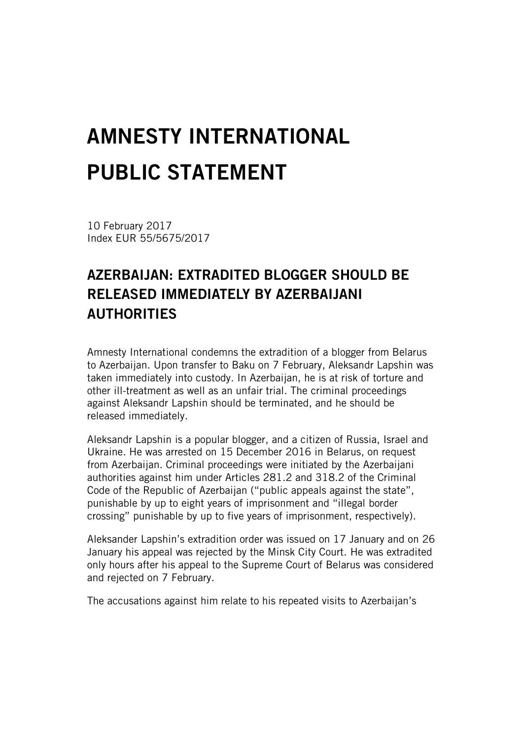# AMNESTY INTERNATIONAL PUBLIC STATEMENT

10 February 2017
Index EUR 55/5675/2017

## AZERBAIJAN: EXTRADITED BLOGGER SHOULD BE RELEASED IMMEDIATELY BY AZERBAIJANI AUTHORITIES

Amnesty International condemns the extradition of a blogger from Belarus to Azerbaijan. Upon transfer to Baku on 7 February, Aleksandr Lapshin was taken immediately into custody. In Azerbaijan, he is at risk of torture and other ill-treatment as well as an unfair trial. The criminal proceedings against Aleksandr Lapshin should be terminated, and he should be released immediately.

Aleksandr Lapshin is a popular blogger, and a citizen of Russia, Israel and Ukraine. He was arrested on 15 December 2016 in Belarus, on request from Azerbaijan. Criminal proceedings were initiated by the Azerbaijani authorities against him under Articles 281.2 and 318.2 of the Criminal Code of the Republic of Azerbaijan ("public appeals against the state", punishable by up to eight years of imprisonment and "illegal border crossing" punishable by up to five years of imprisonment, respectively).

Aleksander Lapshin's extradition order was issued on 17 January and on 26 January his appeal was rejected by the Minsk City Court. He was extradited only hours after his appeal to the Supreme Court of Belarus was considered and rejected on 7 February.

The accusations against him relate to his repeated visits to Azerbaijan's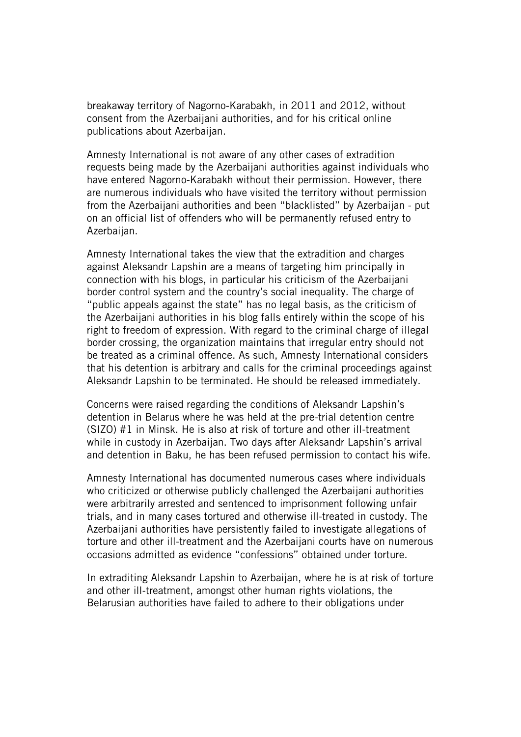breakaway territory of Nagorno-Karabakh, in 2011 and 2012, without consent from the Azerbaijani authorities, and for his critical online publications about Azerbaijan.

Amnesty International is not aware of any other cases of extradition requests being made by the Azerbaijani authorities against individuals who have entered Nagorno-Karabakh without their permission. However, there are numerous individuals who have visited the territory without permission from the Azerbaijani authorities and been "blacklisted" by Azerbaijan - put on an official list of offenders who will be permanently refused entry to Azerbaijan.

Amnesty International takes the view that the extradition and charges against Aleksandr Lapshin are a means of targeting him principally in connection with his blogs, in particular his criticism of the Azerbaijani border control system and the country's social inequality. The charge of "public appeals against the state" has no legal basis, as the criticism of the Azerbaijani authorities in his blog falls entirely within the scope of his right to freedom of expression. With regard to the criminal charge of illegal border crossing, the organization maintains that irregular entry should not be treated as a criminal offence. As such, Amnesty International considers that his detention is arbitrary and calls for the criminal proceedings against Aleksandr Lapshin to be terminated. He should be released immediately.

Concerns were raised regarding the conditions of Aleksandr Lapshin's detention in Belarus where he was held at the pre-trial detention centre (SIZO) #1 in Minsk. He is also at risk of torture and other ill-treatment while in custody in Azerbaijan. Two days after Aleksandr Lapshin's arrival and detention in Baku, he has been refused permission to contact his wife.

Amnesty International has documented numerous cases where individuals who criticized or otherwise publicly challenged the Azerbaijani authorities were arbitrarily arrested and sentenced to imprisonment following unfair trials, and in many cases tortured and otherwise ill-treated in custody. The Azerbaijani authorities have persistently failed to investigate allegations of torture and other ill-treatment and the Azerbaijani courts have on numerous occasions admitted as evidence "confessions" obtained under torture.

In extraditing Aleksandr Lapshin to Azerbaijan, where he is at risk of torture and other ill-treatment, amongst other human rights violations, the Belarusian authorities have failed to adhere to their obligations under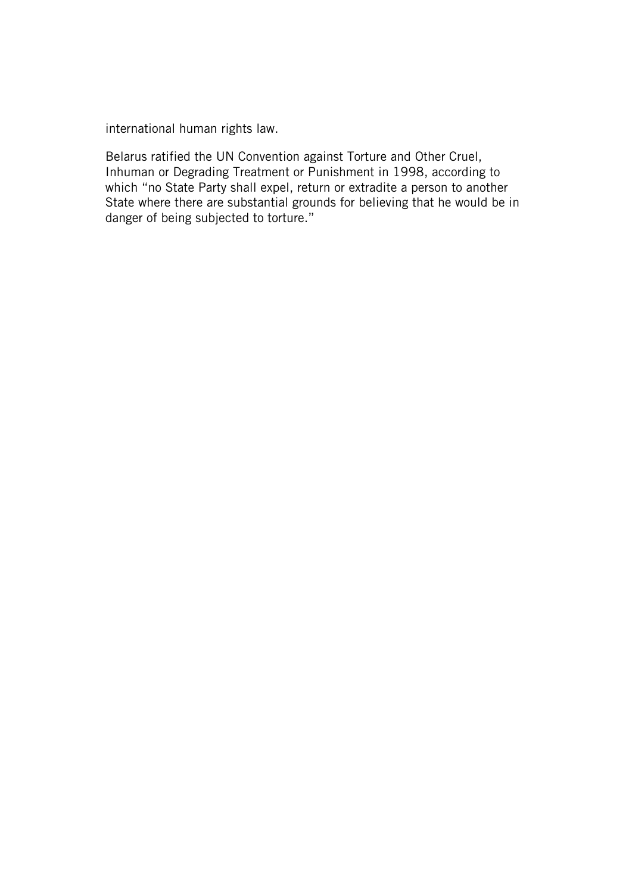international human rights law.

Belarus ratified the UN Convention against Torture and Other Cruel, Inhuman or Degrading Treatment or Punishment in 1998, according to which "no State Party shall expel, return or extradite a person to another State where there are substantial grounds for believing that he would be in danger of being subjected to torture."